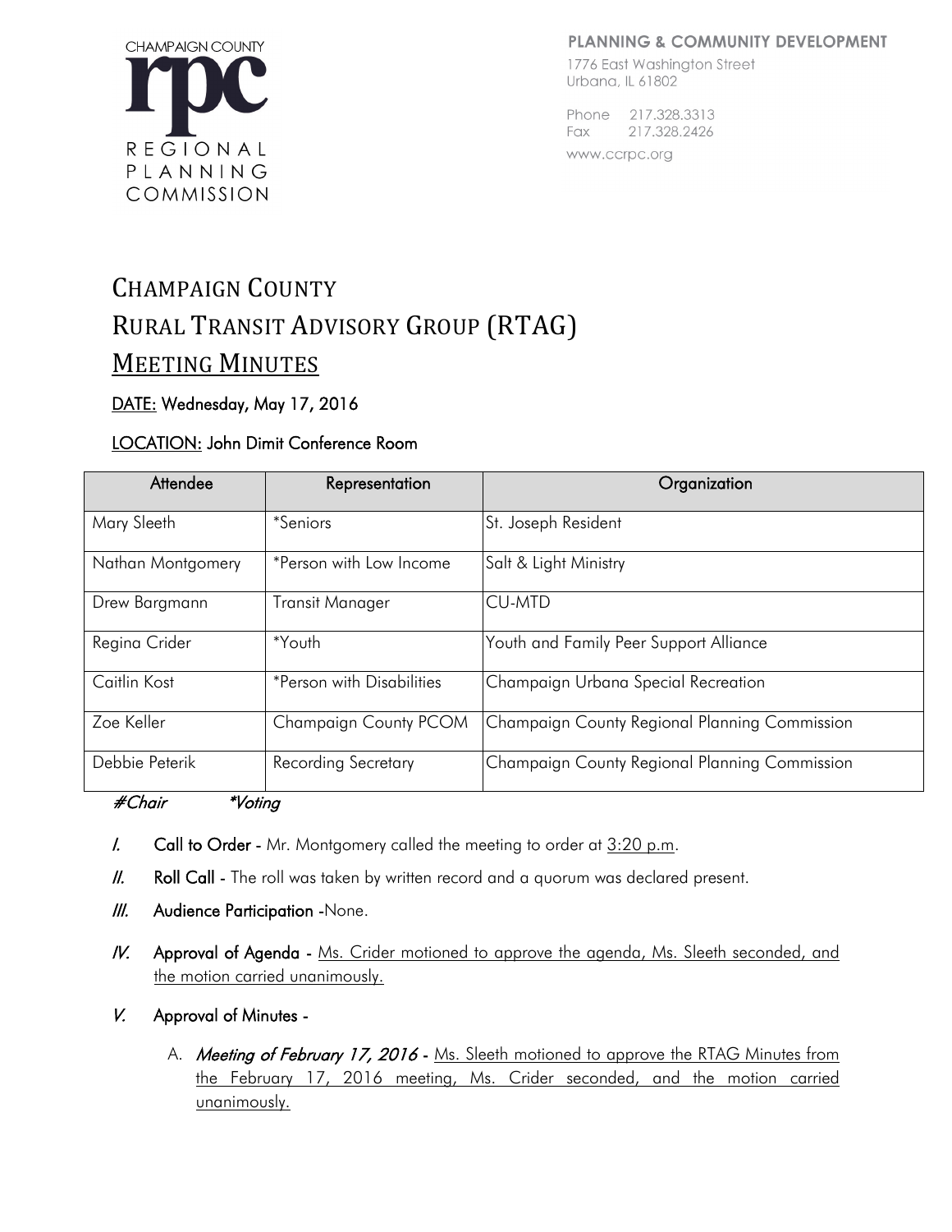CHAMPAIGN COUNTY
rpc
REGIONAL PLANNING COMMISSION

**PLANNING & COMMUNITY DEVELOPMENT**
1776 East Washington Street
Urbana, IL 61802

Phone 217.328.3313
Fax 217.328.2426
www.ccrpc.org

# CHAMPAIGN COUNTY
# RURAL TRANSIT ADVISORY GROUP (RTAG)
# MEETING MINUTES

**DATE:** **Wednesday, May 17, 2016**

**LOCATION:** **John Dimit Conference Room**

| Attendee | Representation | Organization |
| --- | --- | --- |
| Mary Sleeth | *Seniors | St. Joseph Resident |
| Nathan Montgomery | *Person with Low Income | Salt & Light Ministry |
| Drew Bargmann | Transit Manager | CU-MTD |
| Regina Crider | *Youth | Youth and Family Peer Support Alliance |
| Caitlin Kost | *Person with Disabilities | Champaign Urbana Special Recreation |
| Zoe Keller | Champaign County PCOM | Champaign County Regional Planning Commission |
| Debbie Peterik | Recording Secretary | Champaign County Regional Planning Commission |

*#Chair *Voting*

*I.* **Call to Order** - Mr. Montgomery called the meeting to order at 3:20 p.m.

*II.* **Roll Call** - The roll was taken by written record and a quorum was declared present.

*III.* **Audience Participation** -None.

*IV.* **Approval of Agenda** - Ms. Crider motioned to approve the agenda, Ms. Sleeth seconded, and the motion carried unanimously.

*V.* **Approval of Minutes** -

A. ***Meeting of February 17, 2016*** - Ms. Sleeth motioned to approve the RTAG Minutes from the February 17, 2016 meeting, Ms. Crider seconded, and the motion carried unanimously.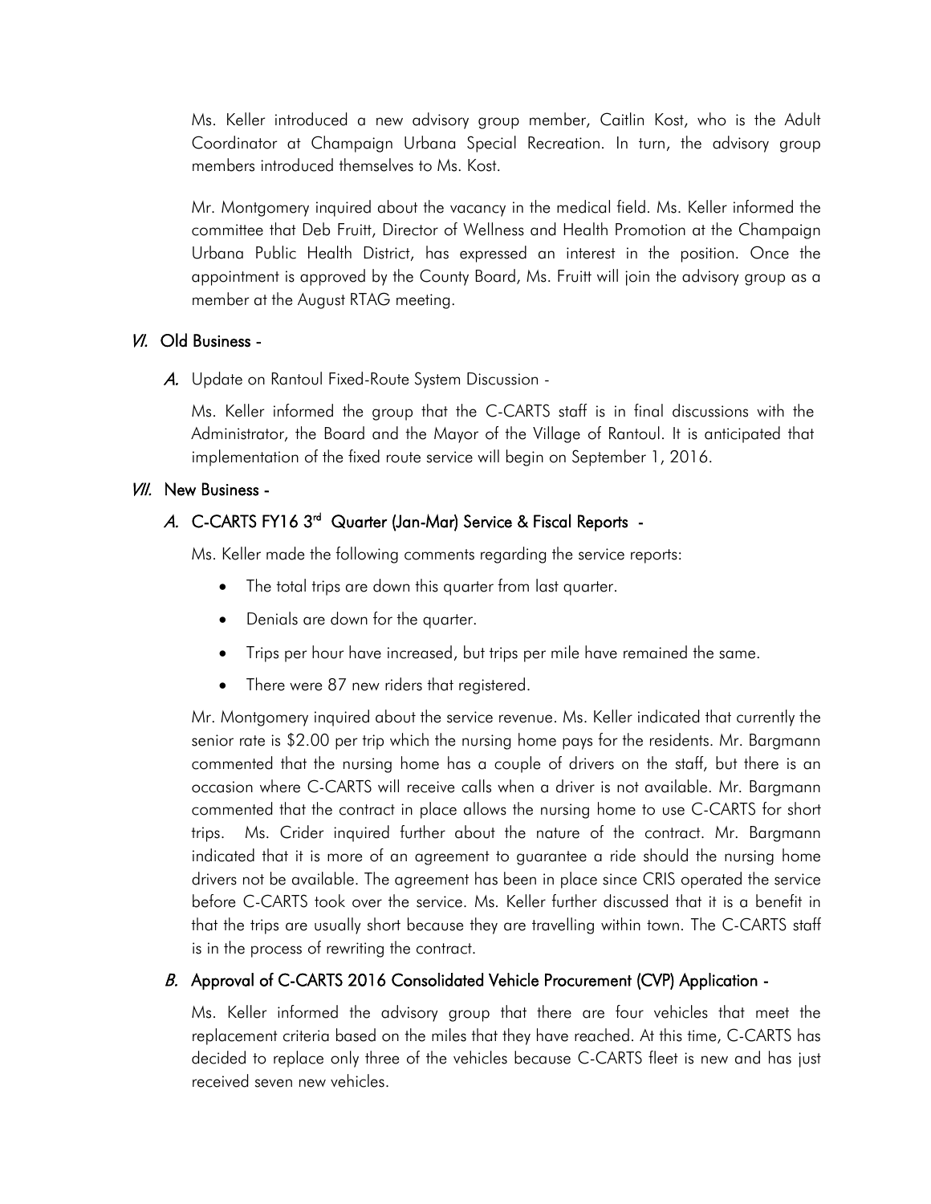Ms. Keller introduced a new advisory group member, Caitlin Kost, who is the Adult Coordinator at Champaign Urbana Special Recreation. In turn, the advisory group members introduced themselves to Ms. Kost.

Mr. Montgomery inquired about the vacancy in the medical field. Ms. Keller informed the committee that Deb Fruitt, Director of Wellness and Health Promotion at the Champaign Urbana Public Health District, has expressed an interest in the position. Once the appointment is approved by the County Board, Ms. Fruitt will join the advisory group as a member at the August RTAG meeting.

## *VI.* Old Business -

*A.* Update on Rantoul Fixed-Route System Discussion -

Ms. Keller informed the group that the C-CARTS staff is in final discussions with the Administrator, the Board and the Mayor of the Village of Rantoul. It is anticipated that implementation of the fixed route service will begin on September 1, 2016.

## *VII.* New Business -

### *A.* C-CARTS FY16 3rd Quarter (Jan-Mar) Service & Fiscal Reports -

Ms. Keller made the following comments regarding the service reports:

- The total trips are down this quarter from last quarter.
- Denials are down for the quarter.
- Trips per hour have increased, but trips per mile have remained the same.
- There were 87 new riders that registered.

Mr. Montgomery inquired about the service revenue. Ms. Keller indicated that currently the senior rate is $2.00 per trip which the nursing home pays for the residents. Mr. Bargmann commented that the nursing home has a couple of drivers on the staff, but there is an occasion where C-CARTS will receive calls when a driver is not available. Mr. Bargmann commented that the contract in place allows the nursing home to use C-CARTS for short trips. Ms. Crider inquired further about the nature of the contract. Mr. Bargmann indicated that it is more of an agreement to guarantee a ride should the nursing home drivers not be available. The agreement has been in place since CRIS operated the service before C-CARTS took over the service. Ms. Keller further discussed that it is a benefit in that the trips are usually short because they are travelling within town. The C-CARTS staff is in the process of rewriting the contract.

### *B.* Approval of C-CARTS 2016 Consolidated Vehicle Procurement (CVP) Application -

Ms. Keller informed the advisory group that there are four vehicles that meet the replacement criteria based on the miles that they have reached. At this time, C-CARTS has decided to replace only three of the vehicles because C-CARTS fleet is new and has just received seven new vehicles.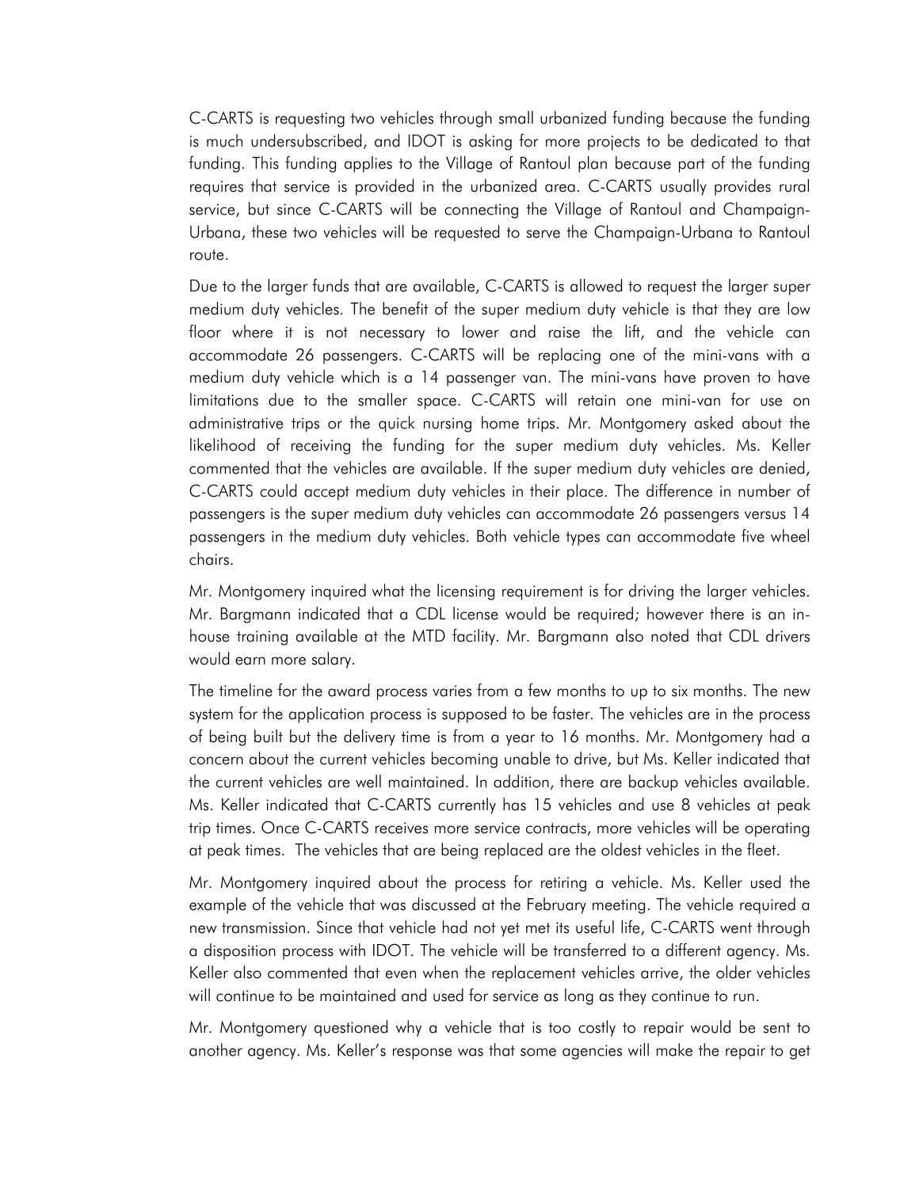C-CARTS is requesting two vehicles through small urbanized funding because the funding is much undersubscribed, and IDOT is asking for more projects to be dedicated to that funding. This funding applies to the Village of Rantoul plan because part of the funding requires that service is provided in the urbanized area. C-CARTS usually provides rural service, but since C-CARTS will be connecting the Village of Rantoul and Champaign-Urbana, these two vehicles will be requested to serve the Champaign-Urbana to Rantoul route.

Due to the larger funds that are available, C-CARTS is allowed to request the larger super medium duty vehicles. The benefit of the super medium duty vehicle is that they are low floor where it is not necessary to lower and raise the lift, and the vehicle can accommodate 26 passengers. C-CARTS will be replacing one of the mini-vans with a medium duty vehicle which is a 14 passenger van. The mini-vans have proven to have limitations due to the smaller space. C-CARTS will retain one mini-van for use on administrative trips or the quick nursing home trips. Mr. Montgomery asked about the likelihood of receiving the funding for the super medium duty vehicles. Ms. Keller commented that the vehicles are available. If the super medium duty vehicles are denied, C-CARTS could accept medium duty vehicles in their place. The difference in number of passengers is the super medium duty vehicles can accommodate 26 passengers versus 14 passengers in the medium duty vehicles. Both vehicle types can accommodate five wheel chairs.

Mr. Montgomery inquired what the licensing requirement is for driving the larger vehicles. Mr. Bargmann indicated that a CDL license would be required; however there is an in-house training available at the MTD facility. Mr. Bargmann also noted that CDL drivers would earn more salary.

The timeline for the award process varies from a few months to up to six months. The new system for the application process is supposed to be faster. The vehicles are in the process of being built but the delivery time is from a year to 16 months. Mr. Montgomery had a concern about the current vehicles becoming unable to drive, but Ms. Keller indicated that the current vehicles are well maintained. In addition, there are backup vehicles available. Ms. Keller indicated that C-CARTS currently has 15 vehicles and use 8 vehicles at peak trip times. Once C-CARTS receives more service contracts, more vehicles will be operating at peak times. The vehicles that are being replaced are the oldest vehicles in the fleet.

Mr. Montgomery inquired about the process for retiring a vehicle. Ms. Keller used the example of the vehicle that was discussed at the February meeting. The vehicle required a new transmission. Since that vehicle had not yet met its useful life, C-CARTS went through a disposition process with IDOT. The vehicle will be transferred to a different agency. Ms. Keller also commented that even when the replacement vehicles arrive, the older vehicles will continue to be maintained and used for service as long as they continue to run.

Mr. Montgomery questioned why a vehicle that is too costly to repair would be sent to another agency. Ms. Keller's response was that some agencies will make the repair to get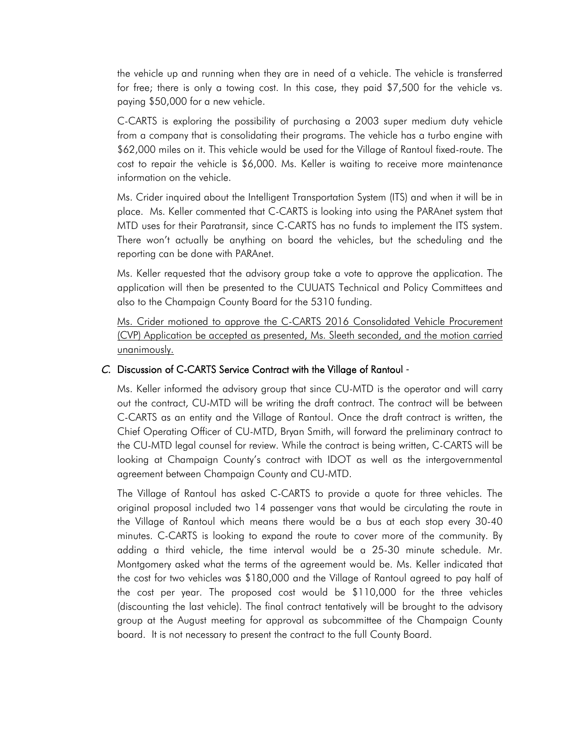the vehicle up and running when they are in need of a vehicle. The vehicle is transferred for free; there is only a towing cost. In this case, they paid $7,500 for the vehicle vs. paying $50,000 for a new vehicle.

C-CARTS is exploring the possibility of purchasing a 2003 super medium duty vehicle from a company that is consolidating their programs. The vehicle has a turbo engine with $62,000 miles on it. This vehicle would be used for the Village of Rantoul fixed-route. The cost to repair the vehicle is $6,000. Ms. Keller is waiting to receive more maintenance information on the vehicle.

Ms. Crider inquired about the Intelligent Transportation System (ITS) and when it will be in place. Ms. Keller commented that C-CARTS is looking into using the PARAnet system that MTD uses for their Paratransit, since C-CARTS has no funds to implement the ITS system. There won't actually be anything on board the vehicles, but the scheduling and the reporting can be done with PARAnet.

Ms. Keller requested that the advisory group take a vote to approve the application. The application will then be presented to the CUUATS Technical and Policy Committees and also to the Champaign County Board for the 5310 funding.

<u>Ms. Crider motioned to approve the C-CARTS 2016 Consolidated Vehicle Procurement (CVP) Application be accepted as presented, Ms. Sleeth seconded, and the motion carried unanimously.</u>

### *C.* Discussion of C-CARTS Service Contract with the Village of Rantoul -

Ms. Keller informed the advisory group that since CU-MTD is the operator and will carry out the contract, CU-MTD will be writing the draft contract. The contract will be between C-CARTS as an entity and the Village of Rantoul. Once the draft contract is written, the Chief Operating Officer of CU-MTD, Bryan Smith, will forward the preliminary contract to the CU-MTD legal counsel for review. While the contract is being written, C-CARTS will be looking at Champaign County's contract with IDOT as well as the intergovernmental agreement between Champaign County and CU-MTD.

The Village of Rantoul has asked C-CARTS to provide a quote for three vehicles. The original proposal included two 14 passenger vans that would be circulating the route in the Village of Rantoul which means there would be a bus at each stop every 30-40 minutes. C-CARTS is looking to expand the route to cover more of the community. By adding a third vehicle, the time interval would be a 25-30 minute schedule. Mr. Montgomery asked what the terms of the agreement would be. Ms. Keller indicated that the cost for two vehicles was $180,000 and the Village of Rantoul agreed to pay half of the cost per year. The proposed cost would be $110,000 for the three vehicles (discounting the last vehicle). The final contract tentatively will be brought to the advisory group at the August meeting for approval as subcommittee of the Champaign County board. It is not necessary to present the contract to the full County Board.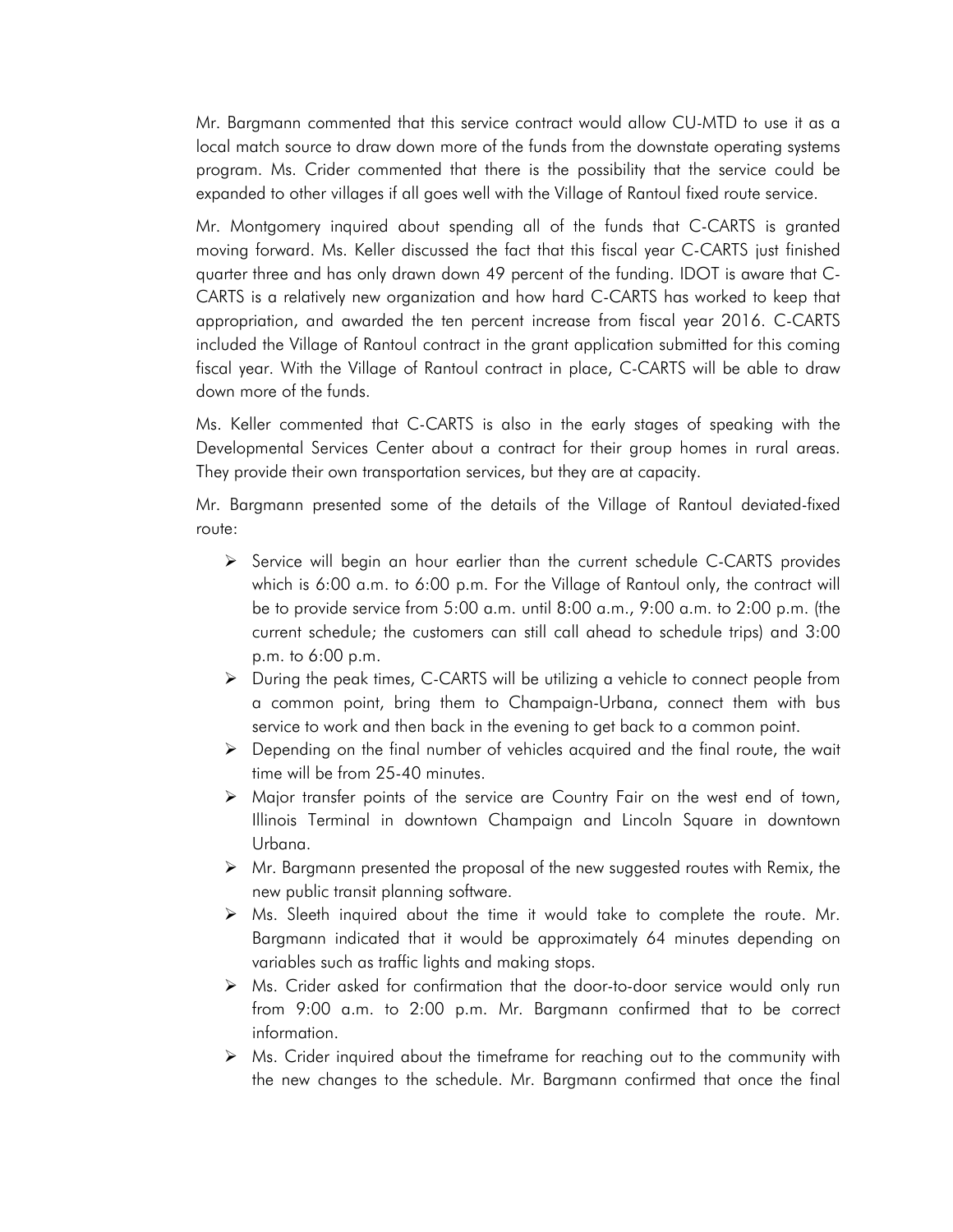Mr. Bargmann commented that this service contract would allow CU-MTD to use it as a local match source to draw down more of the funds from the downstate operating systems program. Ms. Crider commented that there is the possibility that the service could be expanded to other villages if all goes well with the Village of Rantoul fixed route service.

Mr. Montgomery inquired about spending all of the funds that C-CARTS is granted moving forward. Ms. Keller discussed the fact that this fiscal year C-CARTS just finished quarter three and has only drawn down 49 percent of the funding. IDOT is aware that C-CARTS is a relatively new organization and how hard C-CARTS has worked to keep that appropriation, and awarded the ten percent increase from fiscal year 2016. C-CARTS included the Village of Rantoul contract in the grant application submitted for this coming fiscal year. With the Village of Rantoul contract in place, C-CARTS will be able to draw down more of the funds.

Ms. Keller commented that C-CARTS is also in the early stages of speaking with the Developmental Services Center about a contract for their group homes in rural areas. They provide their own transportation services, but they are at capacity.

Mr. Bargmann presented some of the details of the Village of Rantoul deviated-fixed route:

- Service will begin an hour earlier than the current schedule C-CARTS provides which is 6:00 a.m. to 6:00 p.m. For the Village of Rantoul only, the contract will be to provide service from 5:00 a.m. until 8:00 a.m., 9:00 a.m. to 2:00 p.m. (the current schedule; the customers can still call ahead to schedule trips) and 3:00 p.m. to 6:00 p.m.
- During the peak times, C-CARTS will be utilizing a vehicle to connect people from a common point, bring them to Champaign-Urbana, connect them with bus service to work and then back in the evening to get back to a common point.
- Depending on the final number of vehicles acquired and the final route, the wait time will be from 25-40 minutes.
- Major transfer points of the service are Country Fair on the west end of town, Illinois Terminal in downtown Champaign and Lincoln Square in downtown Urbana.
- Mr. Bargmann presented the proposal of the new suggested routes with Remix, the new public transit planning software.
- Ms. Sleeth inquired about the time it would take to complete the route. Mr. Bargmann indicated that it would be approximately 64 minutes depending on variables such as traffic lights and making stops.
- Ms. Crider asked for confirmation that the door-to-door service would only run from 9:00 a.m. to 2:00 p.m. Mr. Bargmann confirmed that to be correct information.
- Ms. Crider inquired about the timeframe for reaching out to the community with the new changes to the schedule. Mr. Bargmann confirmed that once the final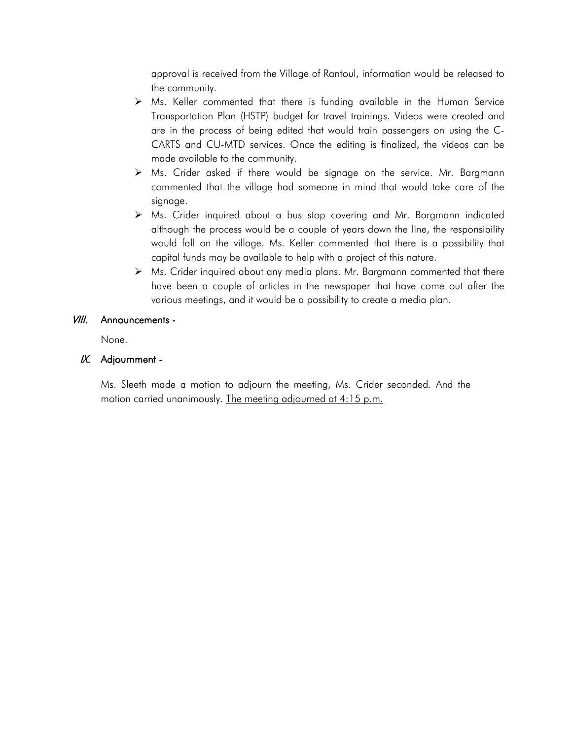approval is received from the Village of Rantoul, information would be released to the community.

- Ms. Keller commented that there is funding available in the Human Service Transportation Plan (HSTP) budget for travel trainings. Videos were created and are in the process of being edited that would train passengers on using the C-CARTS and CU-MTD services. Once the editing is finalized, the videos can be made available to the community.
- Ms. Crider asked if there would be signage on the service. Mr. Bargmann commented that the village had someone in mind that would take care of the signage.
- Ms. Crider inquired about a bus stop covering and Mr. Bargmann indicated although the process would be a couple of years down the line, the responsibility would fall on the village. Ms. Keller commented that there is a possibility that capital funds may be available to help with a project of this nature.
- Ms. Crider inquired about any media plans. Mr. Bargmann commented that there have been a couple of articles in the newspaper that have come out after the various meetings, and it would be a possibility to create a media plan.

## *VIII.* Announcements -

None.

## *IX.* Adjournment -

Ms. Sleeth made a motion to adjourn the meeting, Ms. Crider seconded. And the motion carried unanimously. The meeting adjourned at 4:15 p.m.